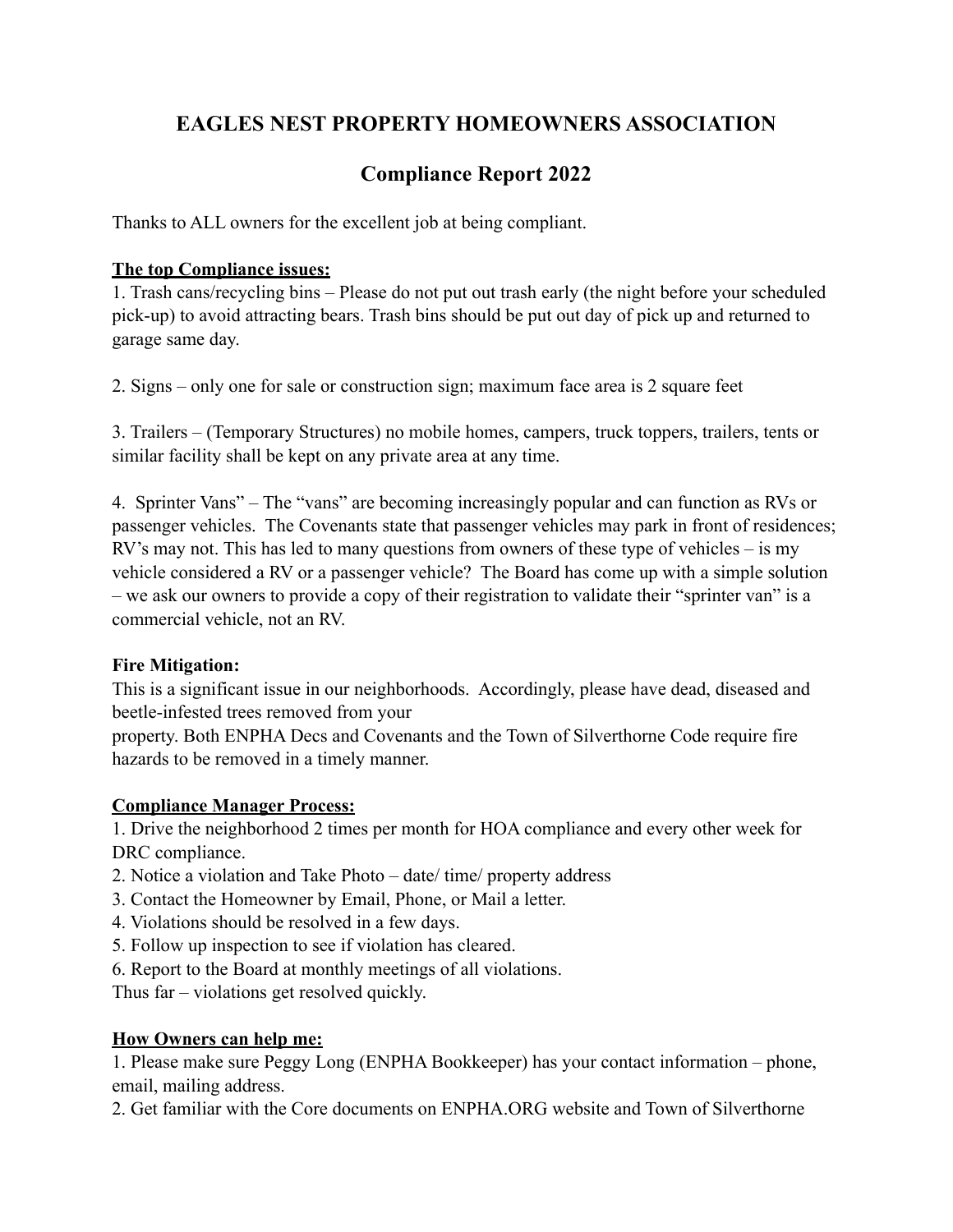# EAGLES NEST PROPERTY HOMEOWNERS ASSOCIATION

## Compliance Report 2022

Thanks to ALL owners for the excellent job at being compliant.

**The top Compliance issues:**

1. Trash cans/recycling bins – Please do not put out trash early (the night before your scheduled pick-up) to avoid attracting bears. Trash bins should be put out day of pick up and returned to garage same day.

2. Signs – only one for sale or construction sign; maximum face area is 2 square feet

3. Trailers – (Temporary Structures) no mobile homes, campers, truck toppers, trailers, tents or similar facility shall be kept on any private area at any time.

4. Sprinter Vans" – The "vans" are becoming increasingly popular and can function as RVs or passenger vehicles. The Covenants state that passenger vehicles may park in front of residences; RV's may not. This has led to many questions from owners of these type of vehicles – is my vehicle considered a RV or a passenger vehicle? The Board has come up with a simple solution – we ask our owners to provide a copy of their registration to validate their "sprinter van" is a commercial vehicle, not an RV.

**Fire Mitigation:**

This is a significant issue in our neighborhoods. Accordingly, please have dead, diseased and beetle-infested trees removed from your property. Both ENPHA Decs and Covenants and the Town of Silverthorne Code require fire hazards to be removed in a timely manner.

**Compliance Manager Process:**

1. Drive the neighborhood 2 times per month for HOA compliance and every other week for DRC compliance.
2. Notice a violation and Take Photo – date/ time/ property address
3. Contact the Homeowner by Email, Phone, or Mail a letter.
4. Violations should be resolved in a few days.
5. Follow up inspection to see if violation has cleared.
6. Report to the Board at monthly meetings of all violations.

Thus far – violations get resolved quickly.

**How Owners can help me:**

1. Please make sure Peggy Long (ENPHA Bookkeeper) has your contact information – phone, email, mailing address.
2. Get familiar with the Core documents on ENPHA.ORG website and Town of Silverthorne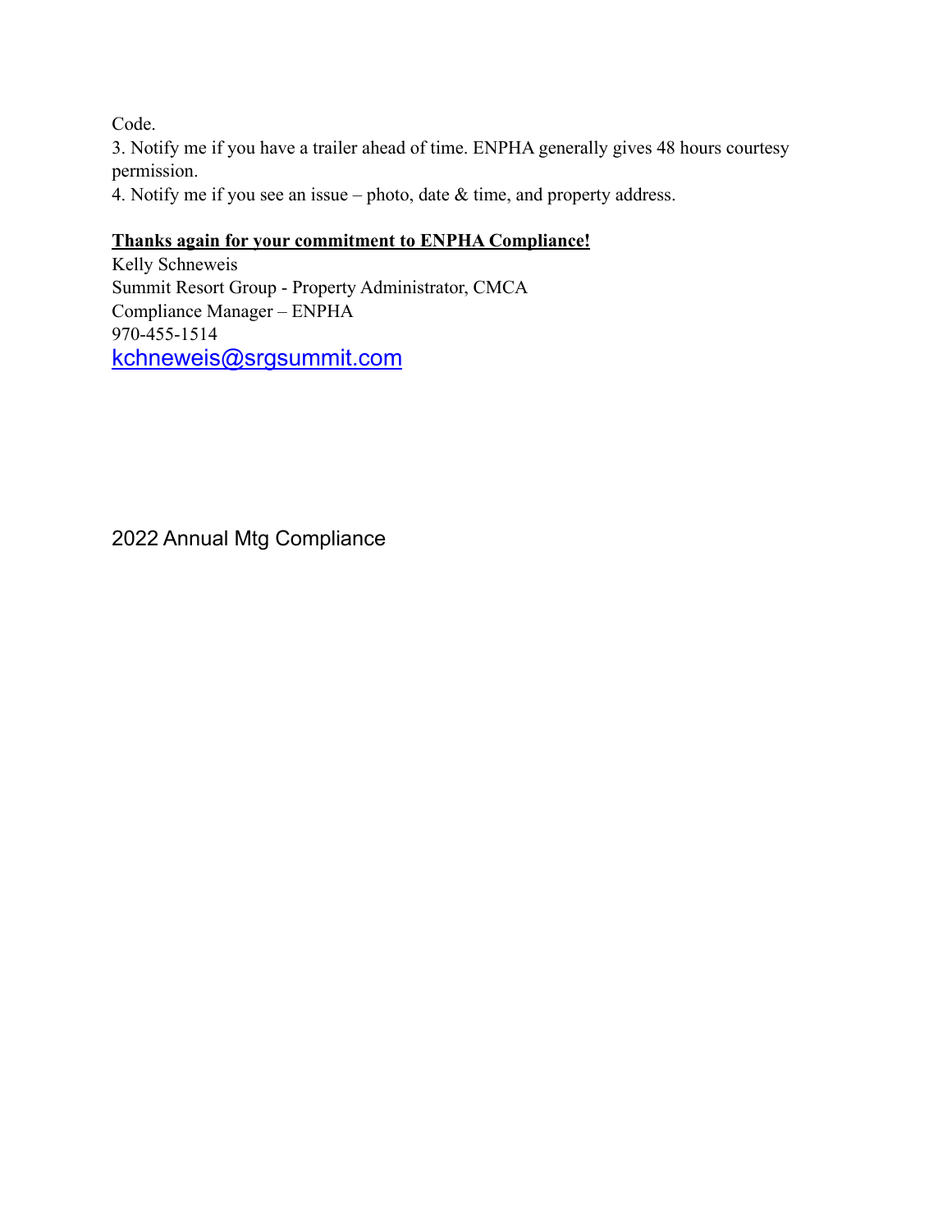Code.

3. Notify me if you have a trailer ahead of time. ENPHA generally gives 48 hours courtesy permission.
4. Notify me if you see an issue – photo, date & time, and property address.

**Thanks again for your commitment to ENPHA Compliance!**

Kelly Schneweis
Summit Resort Group - Property Administrator, CMCA
Compliance Manager – ENPHA
970-455-1514
kchneweis@srgsummit.com

2022 Annual Mtg Compliance